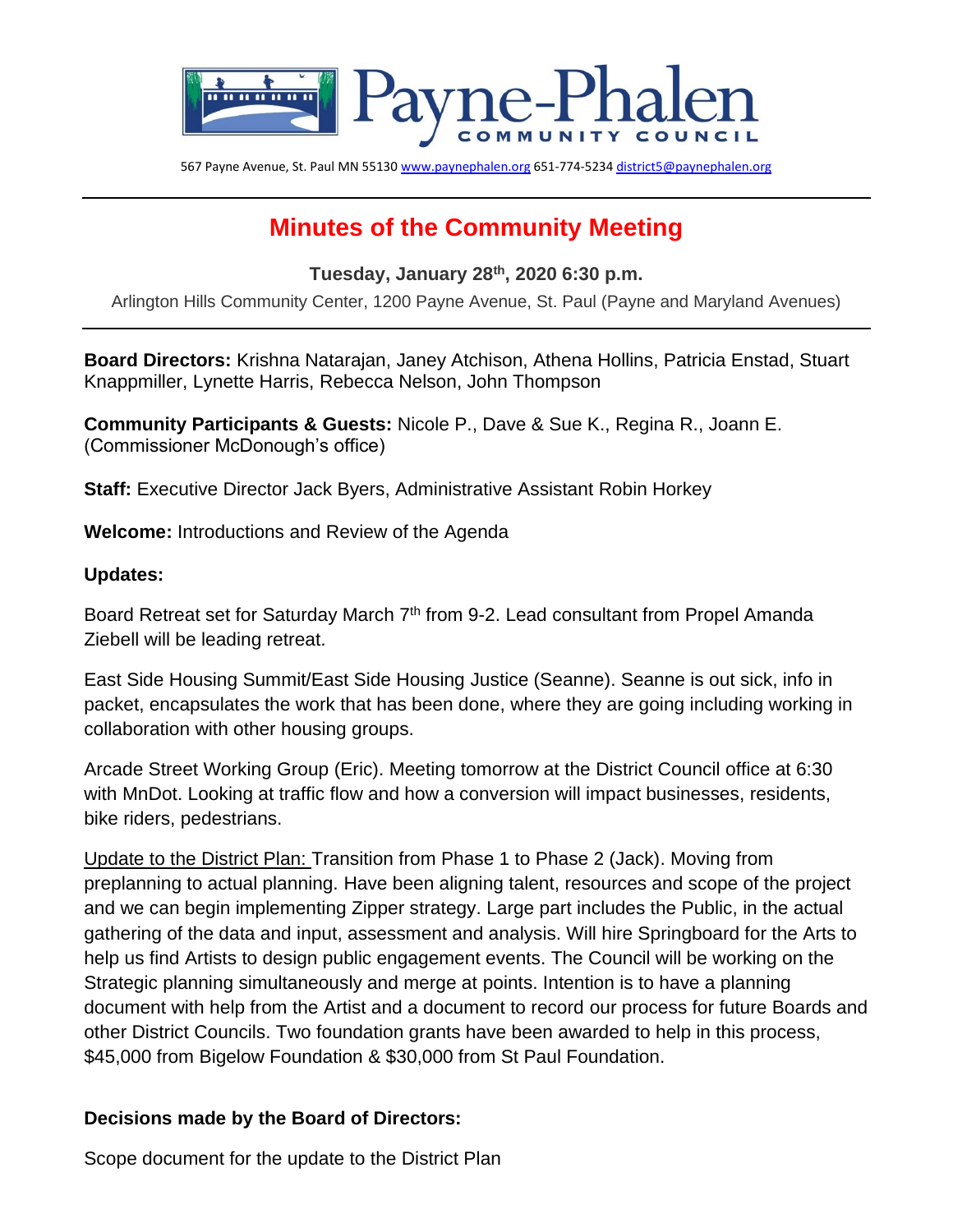Payne-Phalen
COMMUNITY COUNCIL

567 Payne Avenue, St. Paul MN 55130 www.paynephalen.org 651-774-5234 district5@paynephalen.org

# Minutes of the Community Meeting

**Tuesday, January 28th, 2020 6:30 p.m.**

Arlington Hills Community Center, 1200 Payne Avenue, St. Paul (Payne and Maryland Avenues)

**Board Directors:** Krishna Natarajan, Janey Atchison, Athena Hollins, Patricia Enstad, Stuart Knappmiller, Lynette Harris, Rebecca Nelson, John Thompson

**Community Participants & Guests:** Nicole P., Dave & Sue K., Regina R., Joann E. (Commissioner McDonough's office)

**Staff:** Executive Director Jack Byers, Administrative Assistant Robin Horkey

**Welcome:** Introductions and Review of the Agenda

**Updates:**

Board Retreat set for Saturday March 7th from 9-2. Lead consultant from Propel Amanda Ziebell will be leading retreat.

East Side Housing Summit/East Side Housing Justice (Seanne). Seanne is out sick, info in packet, encapsulates the work that has been done, where they are going including working in collaboration with other housing groups.

Arcade Street Working Group (Eric). Meeting tomorrow at the District Council office at 6:30 with MnDot. Looking at traffic flow and how a conversion will impact businesses, residents, bike riders, pedestrians.

Update to the District Plan: Transition from Phase 1 to Phase 2 (Jack). Moving from preplanning to actual planning. Have been aligning talent, resources and scope of the project and we can begin implementing Zipper strategy. Large part includes the Public, in the actual gathering of the data and input, assessment and analysis. Will hire Springboard for the Arts to help us find Artists to design public engagement events. The Council will be working on the Strategic planning simultaneously and merge at points. Intention is to have a planning document with help from the Artist and a document to record our process for future Boards and other District Councils. Two foundation grants have been awarded to help in this process, $45,000 from Bigelow Foundation & $30,000 from St Paul Foundation.

**Decisions made by the Board of Directors:**

Scope document for the update to the District Plan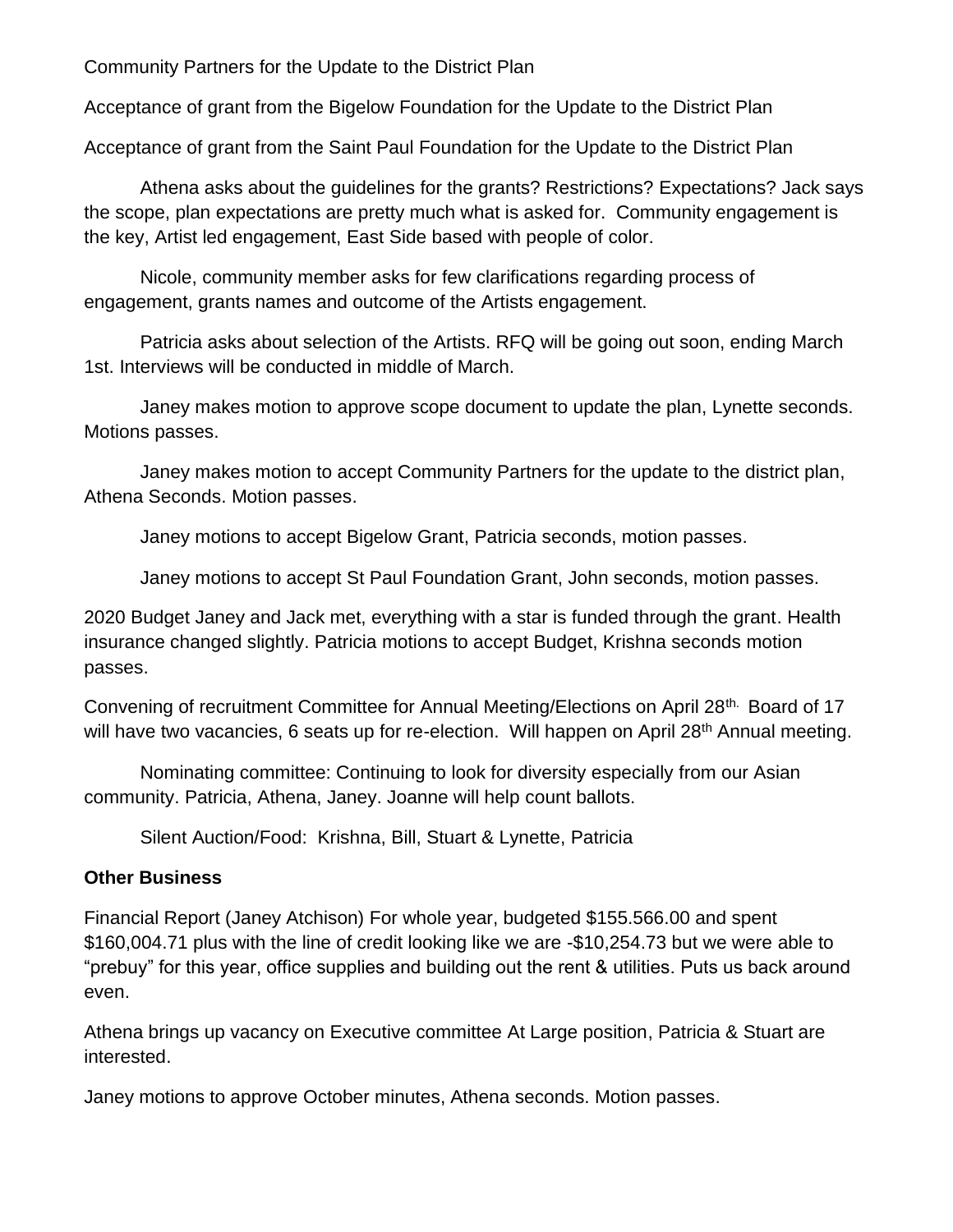Community Partners for the Update to the District Plan

Acceptance of grant from the Bigelow Foundation for the Update to the District Plan

Acceptance of grant from the Saint Paul Foundation for the Update to the District Plan

Athena asks about the guidelines for the grants? Restrictions? Expectations? Jack says the scope, plan expectations are pretty much what is asked for. Community engagement is the key, Artist led engagement, East Side based with people of color.

Nicole, community member asks for few clarifications regarding process of engagement, grants names and outcome of the Artists engagement.

Patricia asks about selection of the Artists. RFQ will be going out soon, ending March 1st. Interviews will be conducted in middle of March.

Janey makes motion to approve scope document to update the plan, Lynette seconds. Motions passes.

Janey makes motion to accept Community Partners for the update to the district plan, Athena Seconds. Motion passes.

Janey motions to accept Bigelow Grant, Patricia seconds, motion passes.

Janey motions to accept St Paul Foundation Grant, John seconds, motion passes.

2020 Budget Janey and Jack met, everything with a star is funded through the grant. Health insurance changed slightly. Patricia motions to accept Budget, Krishna seconds motion passes.

Convening of recruitment Committee for Annual Meeting/Elections on April 28th. Board of 17 will have two vacancies, 6 seats up for re-election. Will happen on April 28th Annual meeting.

Nominating committee: Continuing to look for diversity especially from our Asian community. Patricia, Athena, Janey. Joanne will help count ballots.

Silent Auction/Food: Krishna, Bill, Stuart & Lynette, Patricia

**Other Business**

Financial Report (Janey Atchison) For whole year, budgeted $155.566.00 and spent $160,004.71 plus with the line of credit looking like we are -$10,254.73 but we were able to "prebuy" for this year, office supplies and building out the rent & utilities. Puts us back around even.

Athena brings up vacancy on Executive committee At Large position, Patricia & Stuart are interested.

Janey motions to approve October minutes, Athena seconds. Motion passes.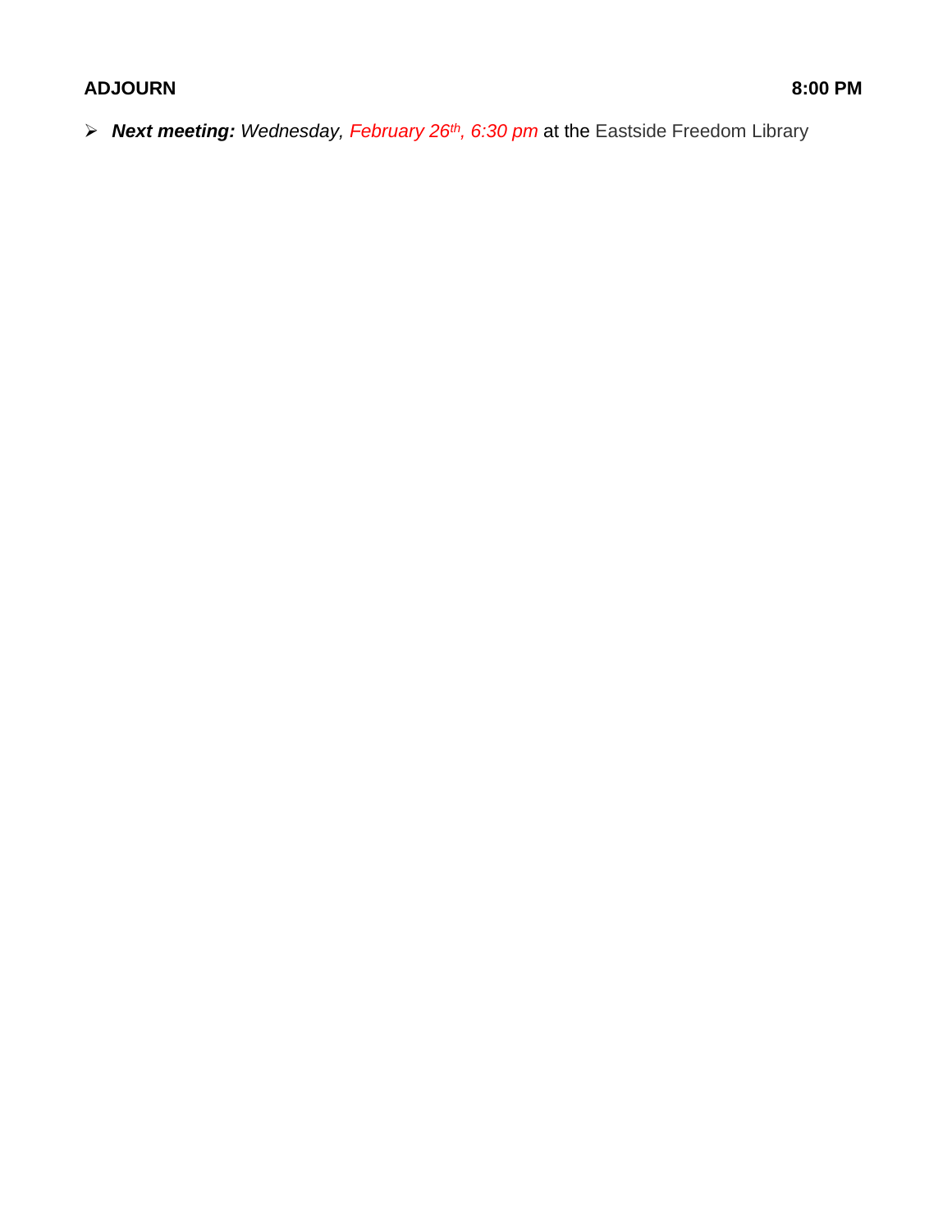**ADJOURN** **8:00 PM**

- ***Next meeting:*** *Wednesday, February 26th, 6:30 pm* at the Eastside Freedom Library